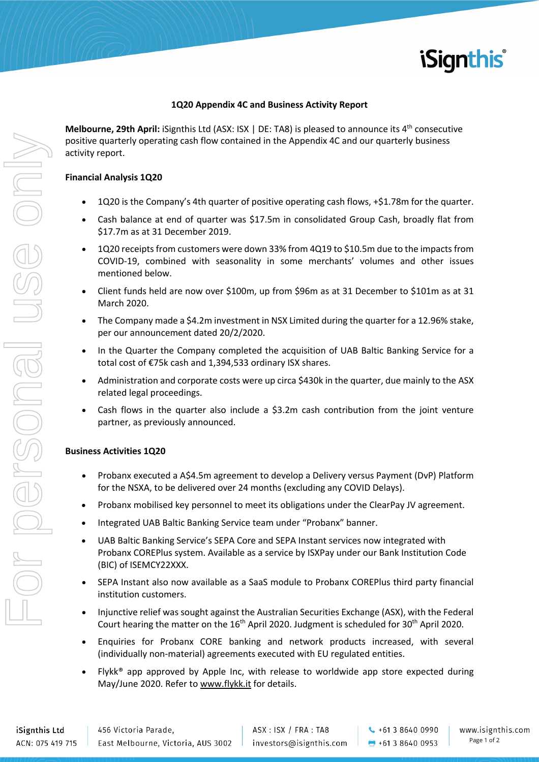## 1Q20 Appendix 4C and Business Activity Report

**Melbourne, 29th April:** iSignthis Ltd (ASX: ISX | DE: TA8) is pleased to announce its 4th consecutive positive quarterly operating cash flow contained in the Appendix 4C and our quarterly business activity report.

### Financial Analysis 1Q20

- 1Q20 is the Company's 4th quarter of positive operating cash flows, +$1.78m for the quarter.
- Cash balance at end of quarter was $17.5m in consolidated Group Cash, broadly flat from $17.7m as at 31 December 2019.
- 1Q20 receipts from customers were down 33% from 4Q19 to $10.5m due to the impacts from COVID-19, combined with seasonality in some merchants' volumes and other issues mentioned below.
- Client funds held are now over $100m, up from $96m as at 31 December to $101m as at 31 March 2020.
- The Company made a $4.2m investment in NSX Limited during the quarter for a 12.96% stake, per our announcement dated 20/2/2020.
- In the Quarter the Company completed the acquisition of UAB Baltic Banking Service for a total cost of €75k cash and 1,394,533 ordinary ISX shares.
- Administration and corporate costs were up circa $430k in the quarter, due mainly to the ASX related legal proceedings.
- Cash flows in the quarter also include a $3.2m cash contribution from the joint venture partner, as previously announced.

### Business Activities 1Q20

- Probanx executed a A$4.5m agreement to develop a Delivery versus Payment (DvP) Platform for the NSXA, to be delivered over 24 months (excluding any COVID Delays).
- Probanx mobilised key personnel to meet its obligations under the ClearPay JV agreement.
- Integrated UAB Baltic Banking Service team under "Probanx" banner.
- UAB Baltic Banking Service's SEPA Core and SEPA Instant services now integrated with Probanx COREPlus system. Available as a service by ISXPay under our Bank Institution Code (BIC) of ISEMCY22XXX.
- SEPA Instant also now available as a SaaS module to Probanx COREPlus third party financial institution customers.
- Injunctive relief was sought against the Australian Securities Exchange (ASX), with the Federal Court hearing the matter on the 16th April 2020. Judgment is scheduled for 30th April 2020.
- Enquiries for Probanx CORE banking and network products increased, with several (individually non-material) agreements executed with EU regulated entities.
- Flykk® app approved by Apple Inc, with release to worldwide app store expected during May/June 2020. Refer to www.flykk.it for details.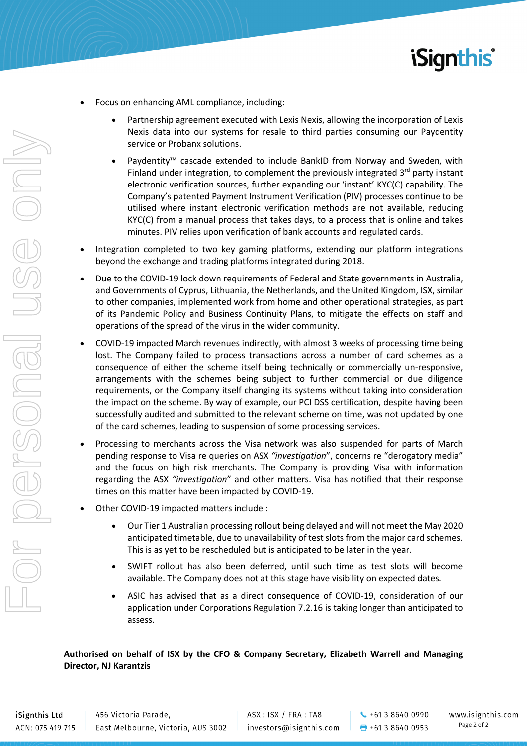- Focus on enhancing AML compliance, including:
  - Partnership agreement executed with Lexis Nexis, allowing the incorporation of Lexis Nexis data into our systems for resale to third parties consuming our Paydentity service or Probanx solutions.
  - Paydentity™ cascade extended to include BankID from Norway and Sweden, with Finland under integration, to complement the previously integrated 3rd party instant electronic verification sources, further expanding our 'instant' KYC(C) capability. The Company's patented Payment Instrument Verification (PIV) processes continue to be utilised where instant electronic verification methods are not available, reducing KYC(C) from a manual process that takes days, to a process that is online and takes minutes. PIV relies upon verification of bank accounts and regulated cards.
- Integration completed to two key gaming platforms, extending our platform integrations beyond the exchange and trading platforms integrated during 2018.
- Due to the COVID-19 lock down requirements of Federal and State governments in Australia, and Governments of Cyprus, Lithuania, the Netherlands, and the United Kingdom, ISX, similar to other companies, implemented work from home and other operational strategies, as part of its Pandemic Policy and Business Continuity Plans, to mitigate the effects on staff and operations of the spread of the virus in the wider community.
- COVID-19 impacted March revenues indirectly, with almost 3 weeks of processing time being lost. The Company failed to process transactions across a number of card schemes as a consequence of either the scheme itself being technically or commercially un-responsive, arrangements with the schemes being subject to further commercial or due diligence requirements, or the Company itself changing its systems without taking into consideration the impact on the scheme. By way of example, our PCI DSS certification, despite having been successfully audited and submitted to the relevant scheme on time, was not updated by one of the card schemes, leading to suspension of some processing services.
- Processing to merchants across the Visa network was also suspended for parts of March pending response to Visa re queries on ASX *"investigation"*, concerns re "derogatory media" and the focus on high risk merchants. The Company is providing Visa with information regarding the ASX *"investigation"* and other matters. Visa has notified that their response times on this matter have been impacted by COVID-19.
- Other COVID-19 impacted matters include :
  - Our Tier 1 Australian processing rollout being delayed and will not meet the May 2020 anticipated timetable, due to unavailability of test slots from the major card schemes. This is as yet to be rescheduled but is anticipated to be later in the year.
  - SWIFT rollout has also been deferred, until such time as test slots will become available. The Company does not at this stage have visibility on expected dates.
  - ASIC has advised that as a direct consequence of COVID-19, consideration of our application under Corporations Regulation 7.2.16 is taking longer than anticipated to assess.

**Authorised on behalf of ISX by the CFO & Company Secretary, Elizabeth Warrell and Managing Director, NJ Karantzis**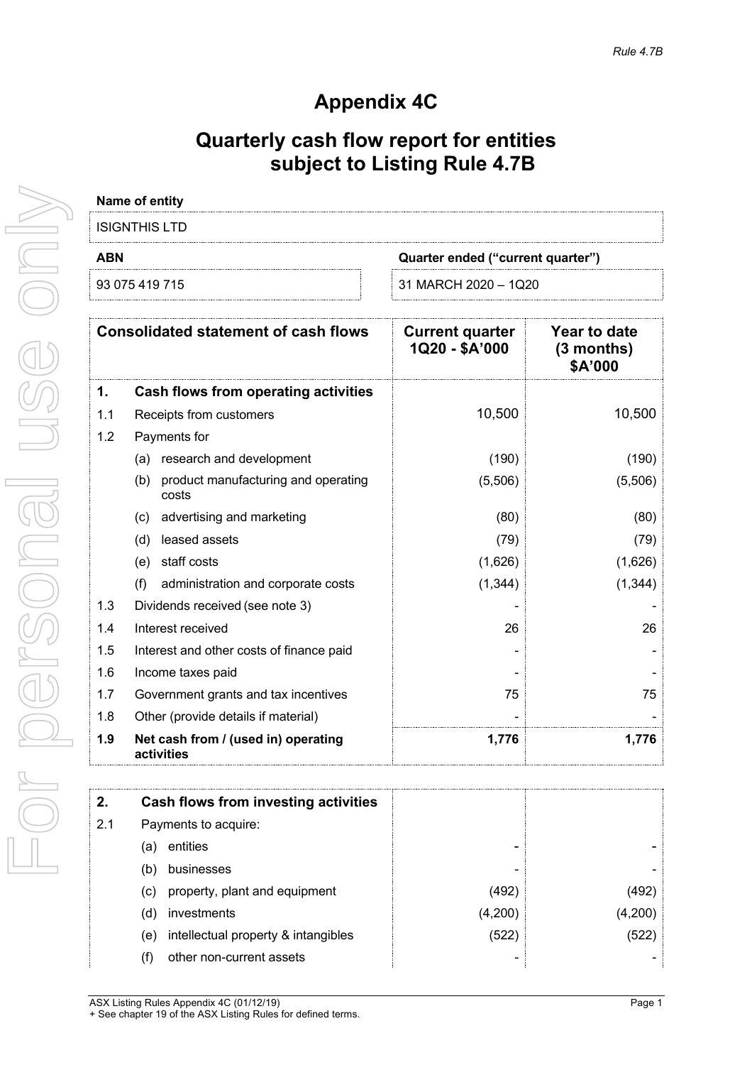# Appendix 4C

# Quarterly cash flow report for entities subject to Listing Rule 4.7B

**Name of entity**

ISIGNTHIS LTD

| **ABN** | **Quarter ended ("current quarter")** |
|---|---|
| 93 075 419 715 | 31 MARCH 2020 – 1Q20 |

| | **Consolidated statement of cash flows** | **Current quarter 1Q20 - $A'000** | **Year to date (3 months) $A'000** |
|---|---|---|---|
| **1.** | **Cash flows from operating activities** | | |
| 1.1 | Receipts from customers | 10,500 | 10,500 |
| 1.2 | Payments for | | |
| | (a) research and development | (190) | (190) |
| | (b) product manufacturing and operating costs | (5,506) | (5,506) |
| | (c) advertising and marketing | (80) | (80) |
| | (d) leased assets | (79) | (79) |
| | (e) staff costs | (1,626) | (1,626) |
| | (f) administration and corporate costs | (1,344) | (1,344) |
| 1.3 | Dividends received (see note 3) | - | - |
| 1.4 | Interest received | 26 | 26 |
| 1.5 | Interest and other costs of finance paid | - | - |
| 1.6 | Income taxes paid | - | - |
| 1.7 | Government grants and tax incentives | 75 | 75 |
| 1.8 | Other (provide details if material) | - | - |
| **1.9** | **Net cash from / (used in) operating activities** | **1,776** | **1,776** |

| | | | |
|---|---|---|---|
| **2.** | **Cash flows from investing activities** | | |
| 2.1 | Payments to acquire: | | |
| | (a) entities | - | - |
| | (b) businesses | - | - |
| | (c) property, plant and equipment | (492) | (492) |
| | (d) investments | (4,200) | (4,200) |
| | (e) intellectual property & intangibles | (522) | (522) |
| | (f) other non-current assets | - | - |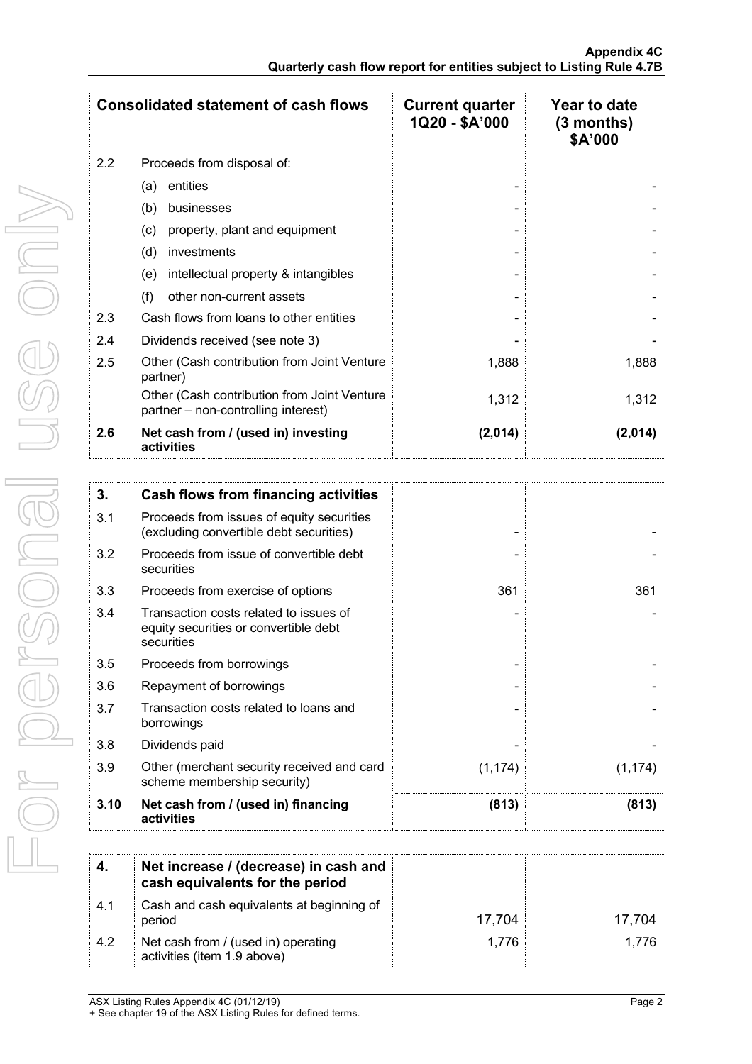| | Consolidated statement of cash flows | Current quarter 1Q20 - $A'000 | Year to date (3 months) $A'000 |
|---|---|---|---|
| 2.2 | Proceeds from disposal of: | | |
| | (a) entities | - | - |
| | (b) businesses | - | - |
| | (c) property, plant and equipment | - | - |
| | (d) investments | - | - |
| | (e) intellectual property & intangibles | - | - |
| | (f) other non-current assets | - | - |
| 2.3 | Cash flows from loans to other entities | - | - |
| 2.4 | Dividends received (see note 3) | - | - |
| 2.5 | Other (Cash contribution from Joint Venture partner) | 1,888 | 1,888 |
| | Other (Cash contribution from Joint Venture partner – non-controlling interest) | 1,312 | 1,312 |
| **2.6** | **Net cash from / (used in) investing activities** | **(2,014)** | **(2,014)** |

| **3.** | **Cash flows from financing activities** | | |
|---|---|---|---|
| 3.1 | Proceeds from issues of equity securities (excluding convertible debt securities) | - | - |
| 3.2 | Proceeds from issue of convertible debt securities | - | - |
| 3.3 | Proceeds from exercise of options | 361 | 361 |
| 3.4 | Transaction costs related to issues of equity securities or convertible debt securities | - | - |
| 3.5 | Proceeds from borrowings | - | - |
| 3.6 | Repayment of borrowings | - | - |
| 3.7 | Transaction costs related to loans and borrowings | - | - |
| 3.8 | Dividends paid | - | - |
| 3.9 | Other (merchant security received and card scheme membership security) | (1,174) | (1,174) |
| **3.10** | **Net cash from / (used in) financing activities** | **(813)** | **(813)** |

| **4.** | **Net increase / (decrease) in cash and cash equivalents for the period** | | |
|---|---|---|---|
| 4.1 | Cash and cash equivalents at beginning of period | 17,704 | 17,704 |
| 4.2 | Net cash from / (used in) operating activities (item 1.9 above) | 1,776 | 1,776 |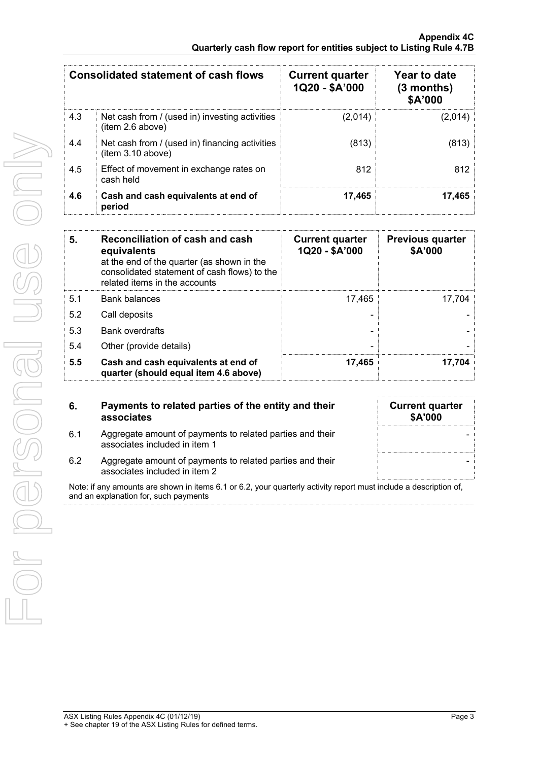| Consolidated statement of cash flows | | Current quarter 1Q20 - $A'000 | Year to date (3 months) $A'000 |
|---|---|---|---|
| 4.3 | Net cash from / (used in) investing activities (item 2.6 above) | (2,014) | (2,014) |
| 4.4 | Net cash from / (used in) financing activities (item 3.10 above) | (813) | (813) |
| 4.5 | Effect of movement in exchange rates on cash held | 812 | 812 |
| **4.6** | **Cash and cash equivalents at end of period** | **17,465** | **17,465** |

| **5.** | **Reconciliation of cash and cash equivalents** at the end of the quarter (as shown in the consolidated statement of cash flows) to the related items in the accounts | Current quarter 1Q20 - $A'000 | Previous quarter $A'000 |
|---|---|---|---|
| 5.1 | Bank balances | 17,465 | 17,704 |
| 5.2 | Call deposits | - | - |
| 5.3 | Bank overdrafts | - | - |
| 5.4 | Other (provide details) | - | - |
| **5.5** | **Cash and cash equivalents at end of quarter (should equal item 4.6 above)** | **17,465** | **17,704** |

| **6.** | **Payments to related parties of the entity and their associates** | Current quarter $A'000 |
|---|---|---|
| 6.1 | Aggregate amount of payments to related parties and their associates included in item 1 | - |
| 6.2 | Aggregate amount of payments to related parties and their associates included in item 2 | - |

Note: if any amounts are shown in items 6.1 or 6.2, your quarterly activity report must include a description of, and an explanation for, such payments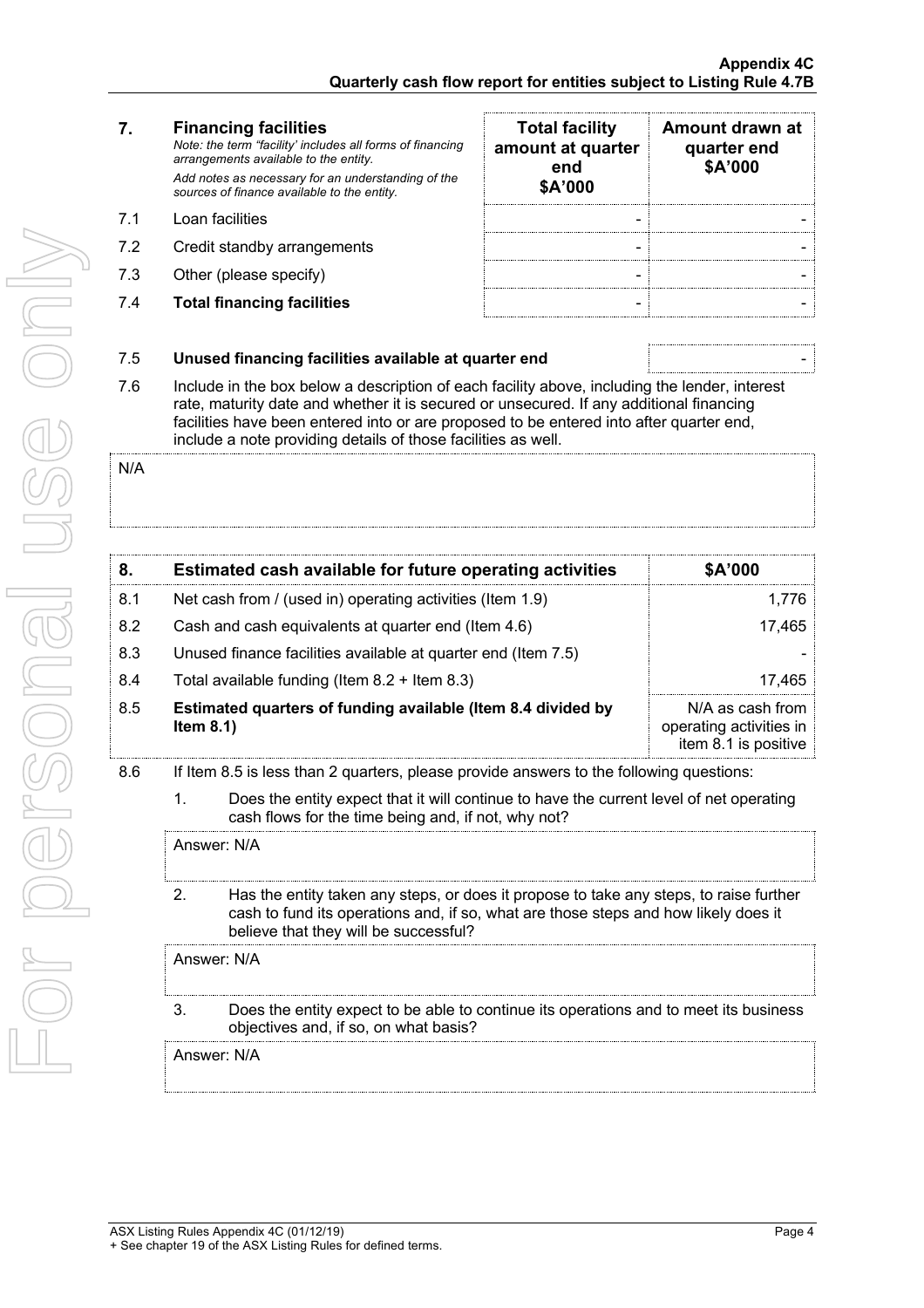| 7. | **Financing facilities**<br>*Note: the term "facility' includes all forms of financing arrangements available to the entity.*<br>*Add notes as necessary for an understanding of the sources of finance available to the entity.* | **Total facility amount at quarter end $A'000** | **Amount drawn at quarter end $A'000** |
|---|---|---|---|
| 7.1 | Loan facilities | - | - |
| 7.2 | Credit standby arrangements | - | - |
| 7.3 | Other (please specify) | - | - |
| 7.4 | **Total financing facilities** | - | - |

| | | |
|---|---|---|
| 7.5 | **Unused financing facilities available at quarter end** | - |

7.6 Include in the box below a description of each facility above, including the lender, interest rate, maturity date and whether it is secured or unsecured. If any additional financing facilities have been entered into or are proposed to be entered into after quarter end, include a note providing details of those facilities as well.

N/A

| 8. | **Estimated cash available for future operating activities** | **$A'000** |
|---|---|---|
| 8.1 | Net cash from / (used in) operating activities (Item 1.9) | 1,776 |
| 8.2 | Cash and cash equivalents at quarter end (Item 4.6) | 17,465 |
| 8.3 | Unused finance facilities available at quarter end (Item 7.5) | - |
| 8.4 | Total available funding (Item 8.2 + Item 8.3) | 17,465 |
| 8.5 | **Estimated quarters of funding available (Item 8.4 divided by Item 8.1)** | N/A as cash from operating activities in item 8.1 is positive |

8.6 If Item 8.5 is less than 2 quarters, please provide answers to the following questions:

1. Does the entity expect that it will continue to have the current level of net operating cash flows for the time being and, if not, why not?

   Answer: N/A

2. Has the entity taken any steps, or does it propose to take any steps, to raise further cash to fund its operations and, if so, what are those steps and how likely does it believe that they will be successful?

   Answer: N/A

3. Does the entity expect to be able to continue its operations and to meet its business objectives and, if so, on what basis?

   Answer: N/A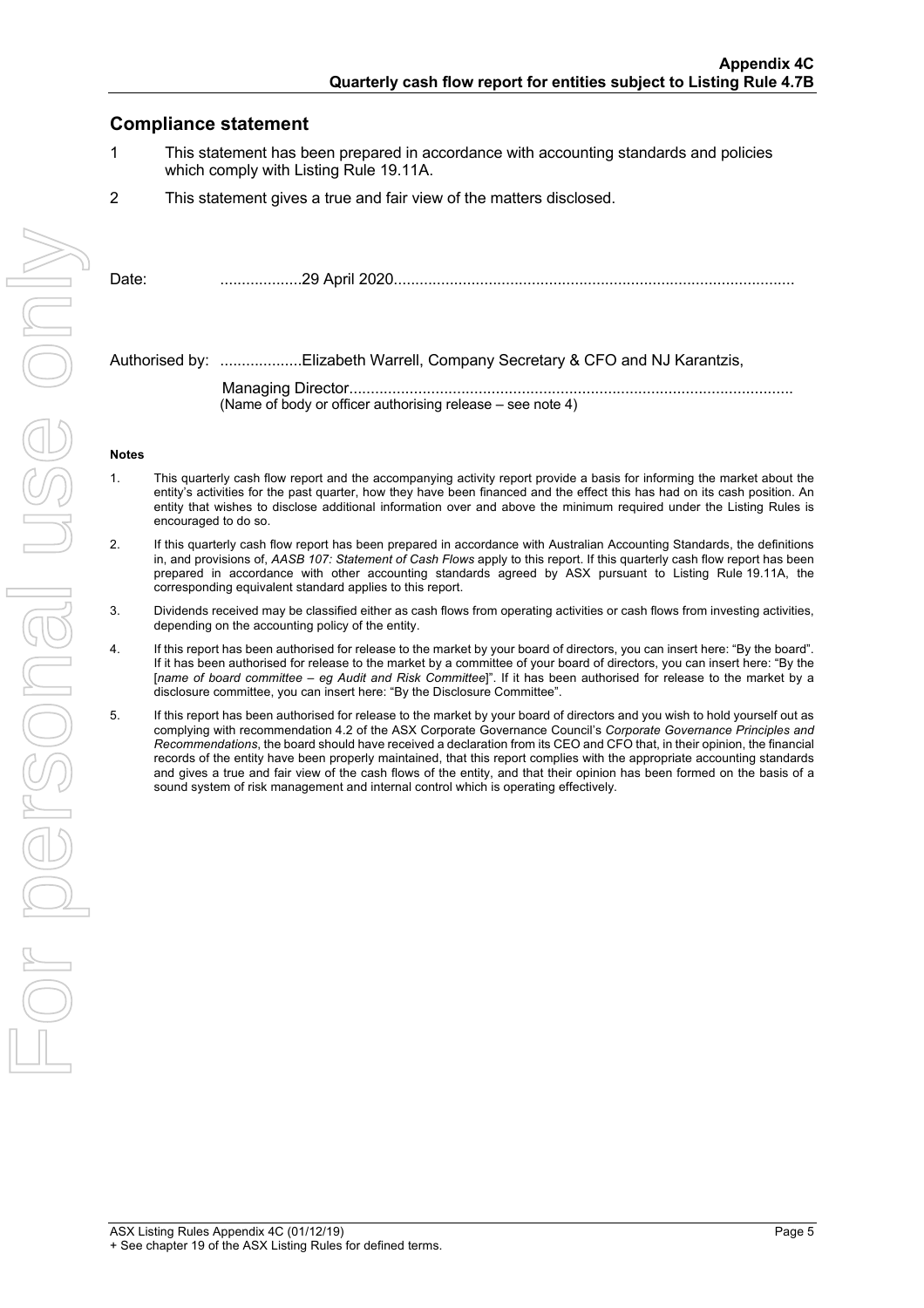## Compliance statement

1 This statement has been prepared in accordance with accounting standards and policies which comply with Listing Rule 19.11A.

2 This statement gives a true and fair view of the matters disclosed.

Date: ...................29 April 2020...........................................................................................

Authorised by: ...................Elizabeth Warrell, Company Secretary & CFO and NJ Karantzis,

Managing Director......................................................................................................
(Name of body or officer authorising release – see note 4)

#### Notes

1. This quarterly cash flow report and the accompanying activity report provide a basis for informing the market about the entity's activities for the past quarter, how they have been financed and the effect this has had on its cash position. An entity that wishes to disclose additional information over and above the minimum required under the Listing Rules is encouraged to do so.
2. If this quarterly cash flow report has been prepared in accordance with Australian Accounting Standards, the definitions in, and provisions of, *AASB 107: Statement of Cash Flows* apply to this report. If this quarterly cash flow report has been prepared in accordance with other accounting standards agreed by ASX pursuant to Listing Rule 19.11A, the corresponding equivalent standard applies to this report.
3. Dividends received may be classified either as cash flows from operating activities or cash flows from investing activities, depending on the accounting policy of the entity.
4. If this report has been authorised for release to the market by your board of directors, you can insert here: "By the board". If it has been authorised for release to the market by a committee of your board of directors, you can insert here: "By the [*name of board committee – eg Audit and Risk Committee*]". If it has been authorised for release to the market by a disclosure committee, you can insert here: "By the Disclosure Committee".
5. If this report has been authorised for release to the market by your board of directors and you wish to hold yourself out as complying with recommendation 4.2 of the ASX Corporate Governance Council's *Corporate Governance Principles and Recommendations*, the board should have received a declaration from its CEO and CFO that, in their opinion, the financial records of the entity have been properly maintained, that this report complies with the appropriate accounting standards and gives a true and fair view of the cash flows of the entity, and that their opinion has been formed on the basis of a sound system of risk management and internal control which is operating effectively.